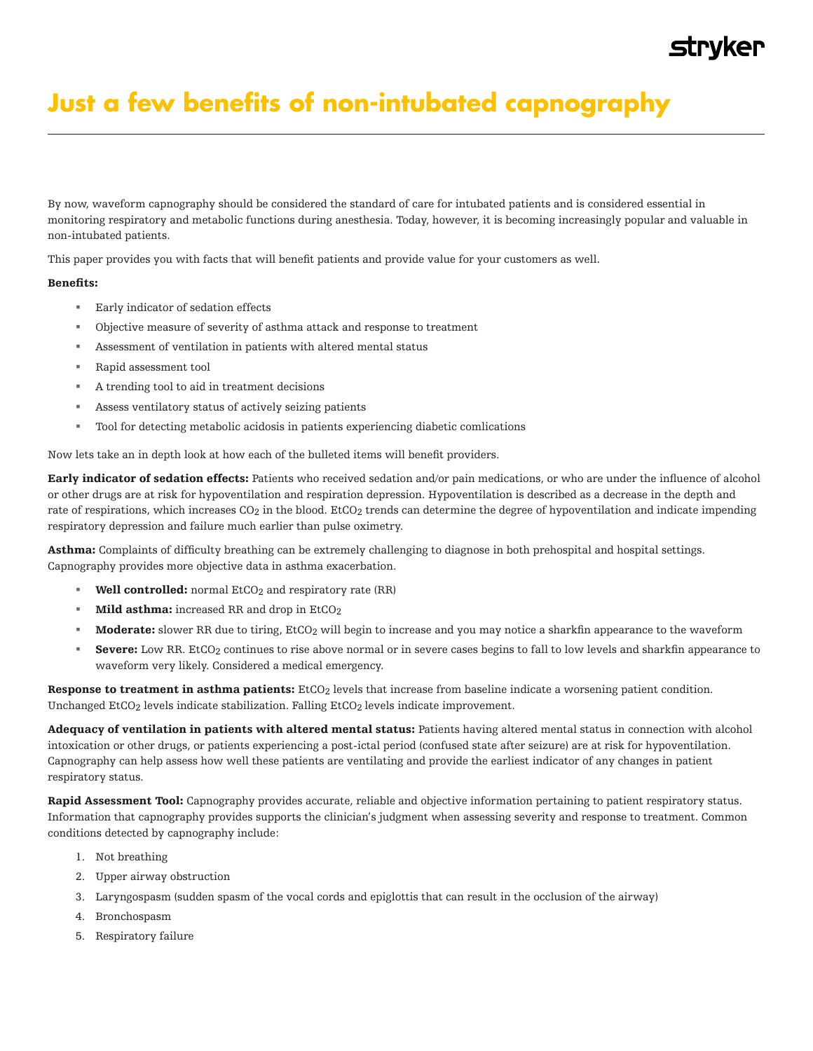# Just a few benefits of non-intubated capnography

By now, waveform capnography should be considered the standard of care for intubated patients and is considered essential in monitoring respiratory and metabolic functions during anesthesia. Today, however, it is becoming increasingly popular and valuable in non-intubated patients.

This paper provides you with facts that will benefit patients and provide value for your customers as well.

**Benefits:**

- Early indicator of sedation effects
- Objective measure of severity of asthma attack and response to treatment
- Assessment of ventilation in patients with altered mental status
- Rapid assessment tool
- A trending tool to aid in treatment decisions
- Assess ventilatory status of actively seizing patients
- Tool for detecting metabolic acidosis in patients experiencing diabetic comlications

Now lets take an in depth look at how each of the bulleted items will benefit providers.

**Early indicator of sedation effects:** Patients who received sedation and/or pain medications, or who are under the influence of alcohol or other drugs are at risk for hypoventilation and respiration depression. Hypoventilation is described as a decrease in the depth and rate of respirations, which increases $CO_2$ in the blood. $EtCO_2$ trends can determine the degree of hypoventilation and indicate impending respiratory depression and failure much earlier than pulse oximetry.

**Asthma:** Complaints of difficulty breathing can be extremely challenging to diagnose in both prehospital and hospital settings. Capnography provides more objective data in asthma exacerbation.

- **Well controlled:** normal $EtCO_2$ and respiratory rate (RR)
- **Mild asthma:** increased RR and drop in $EtCO_2$
- **Moderate:** slower RR due to tiring, $EtCO_2$ will begin to increase and you may notice a sharkfin appearance to the waveform
- **Severe:** Low RR. $EtCO_2$ continues to rise above normal or in severe cases begins to fall to low levels and sharkfin appearance to waveform very likely. Considered a medical emergency.

**Response to treatment in asthma patients:** $EtCO_2$ levels that increase from baseline indicate a worsening patient condition. Unchanged $EtCO_2$ levels indicate stabilization. Falling $EtCO_2$ levels indicate improvement.

**Adequacy of ventilation in patients with altered mental status:** Patients having altered mental status in connection with alcohol intoxication or other drugs, or patients experiencing a post-ictal period (confused state after seizure) are at risk for hypoventilation. Capnography can help assess how well these patients are ventilating and provide the earliest indicator of any changes in patient respiratory status.

**Rapid Assessment Tool:** Capnography provides accurate, reliable and objective information pertaining to patient respiratory status. Information that capnography provides supports the clinician's judgment when assessing severity and response to treatment. Common conditions detected by capnography include:

1. Not breathing
2. Upper airway obstruction
3. Laryngospasm (sudden spasm of the vocal cords and epiglottis that can result in the occlusion of the airway)
4. Bronchospasm
5. Respiratory failure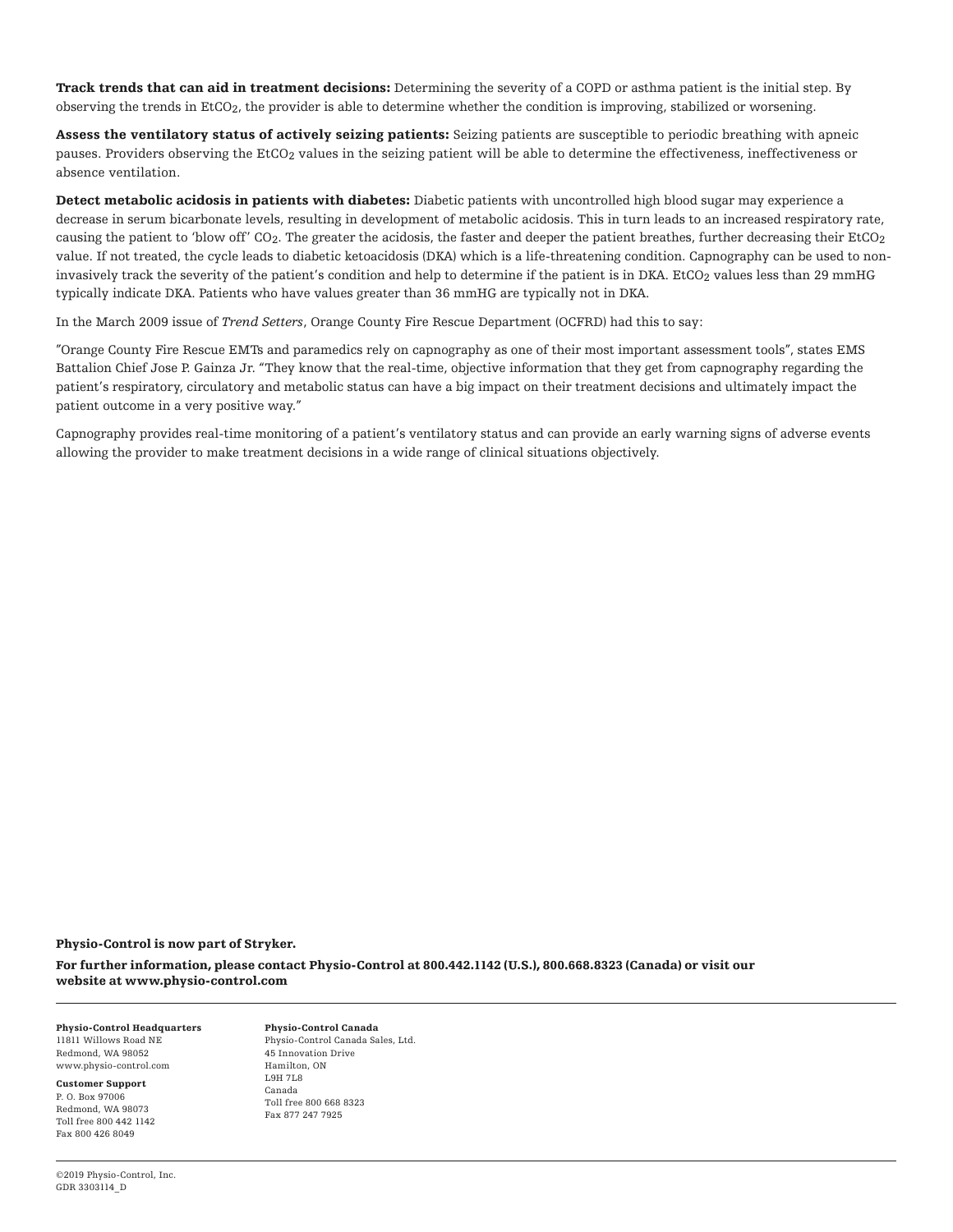**Track trends that can aid in treatment decisions:** Determining the severity of a COPD or asthma patient is the initial step. By observing the trends in $EtCO_2$, the provider is able to determine whether the condition is improving, stabilized or worsening.

**Assess the ventilatory status of actively seizing patients:** Seizing patients are susceptible to periodic breathing with apneic pauses. Providers observing the $EtCO_2$ values in the seizing patient will be able to determine the effectiveness, ineffectiveness or absence ventilation.

**Detect metabolic acidosis in patients with diabetes:** Diabetic patients with uncontrolled high blood sugar may experience a decrease in serum bicarbonate levels, resulting in development of metabolic acidosis. This in turn leads to an increased respiratory rate, causing the patient to 'blow off' $CO_2$. The greater the acidosis, the faster and deeper the patient breathes, further decreasing their $EtCO_2$ value. If not treated, the cycle leads to diabetic ketoacidosis (DKA) which is a life-threatening condition. Capnography can be used to non-invasively track the severity of the patient's condition and help to determine if the patient is in DKA. $EtCO_2$ values less than 29 mmHG typically indicate DKA. Patients who have values greater than 36 mmHG are typically not in DKA.

In the March 2009 issue of *Trend Setters*, Orange County Fire Rescue Department (OCFRD) had this to say:

"Orange County Fire Rescue EMTs and paramedics rely on capnography as one of their most important assessment tools", states EMS Battalion Chief Jose P. Gainza Jr. "They know that the real-time, objective information that they get from capnography regarding the patient's respiratory, circulatory and metabolic status can have a big impact on their treatment decisions and ultimately impact the patient outcome in a very positive way."

Capnography provides real-time monitoring of a patient's ventilatory status and can provide an early warning signs of adverse events allowing the provider to make treatment decisions in a wide range of clinical situations objectively.

**Physio-Control is now part of Stryker.**

**For further information, please contact Physio-Control at 800.442.1142 (U.S.), 800.668.8323 (Canada) or visit our website at www.physio-control.com**

**Physio-Control Headquarters**
11811 Willows Road NE
Redmond, WA 98052
www.physio-control.com

**Customer Support**
P. O. Box 97006
Redmond, WA 98073
Toll free 800 442 1142
Fax 800 426 8049

**Physio-Control Canada**
Physio-Control Canada Sales, Ltd.
45 Innovation Drive
Hamilton, ON
L9H 7L8
Canada
Toll free 800 668 8323
Fax 877 247 7925

©2019 Physio-Control, Inc.
GDR 3303114_D